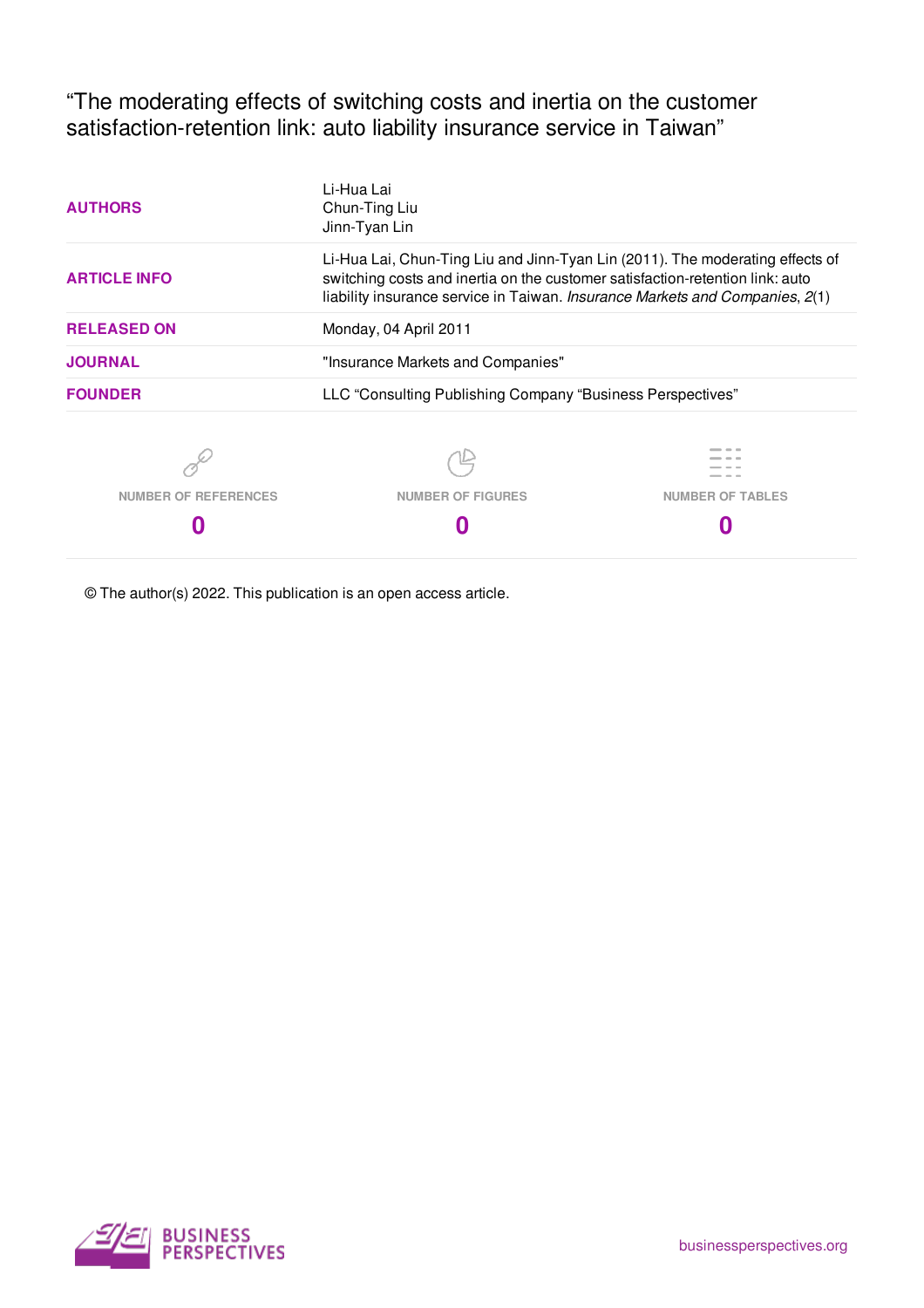# "The moderating effects of switching costs and inertia on the customer satisfaction-retention link: auto liability insurance service in Taiwan"

| | |
|---|---|
| **AUTHORS** | Li-Hua Lai<br>Chun-Ting Liu<br>Jinn-Tyan Lin |
| **ARTICLE INFO** | Li-Hua Lai, Chun-Ting Liu and Jinn-Tyan Lin (2011). The moderating effects of switching costs and inertia on the customer satisfaction-retention link: auto liability insurance service in Taiwan. *Insurance Markets and Companies*, *2*(1) |
| **RELEASED ON** | Monday, 04 April 2011 |
| **JOURNAL** | "Insurance Markets and Companies" |
| **FOUNDER** | LLC "Consulting Publishing Company "Business Perspectives" |

| NUMBER OF REFERENCES | NUMBER OF FIGURES | NUMBER OF TABLES |
|---|---|---|
| **0** | **0** | **0** |

© The author(s) 2022. This publication is an open access article.

BUSINESS PERSPECTIVES

businessperspectives.org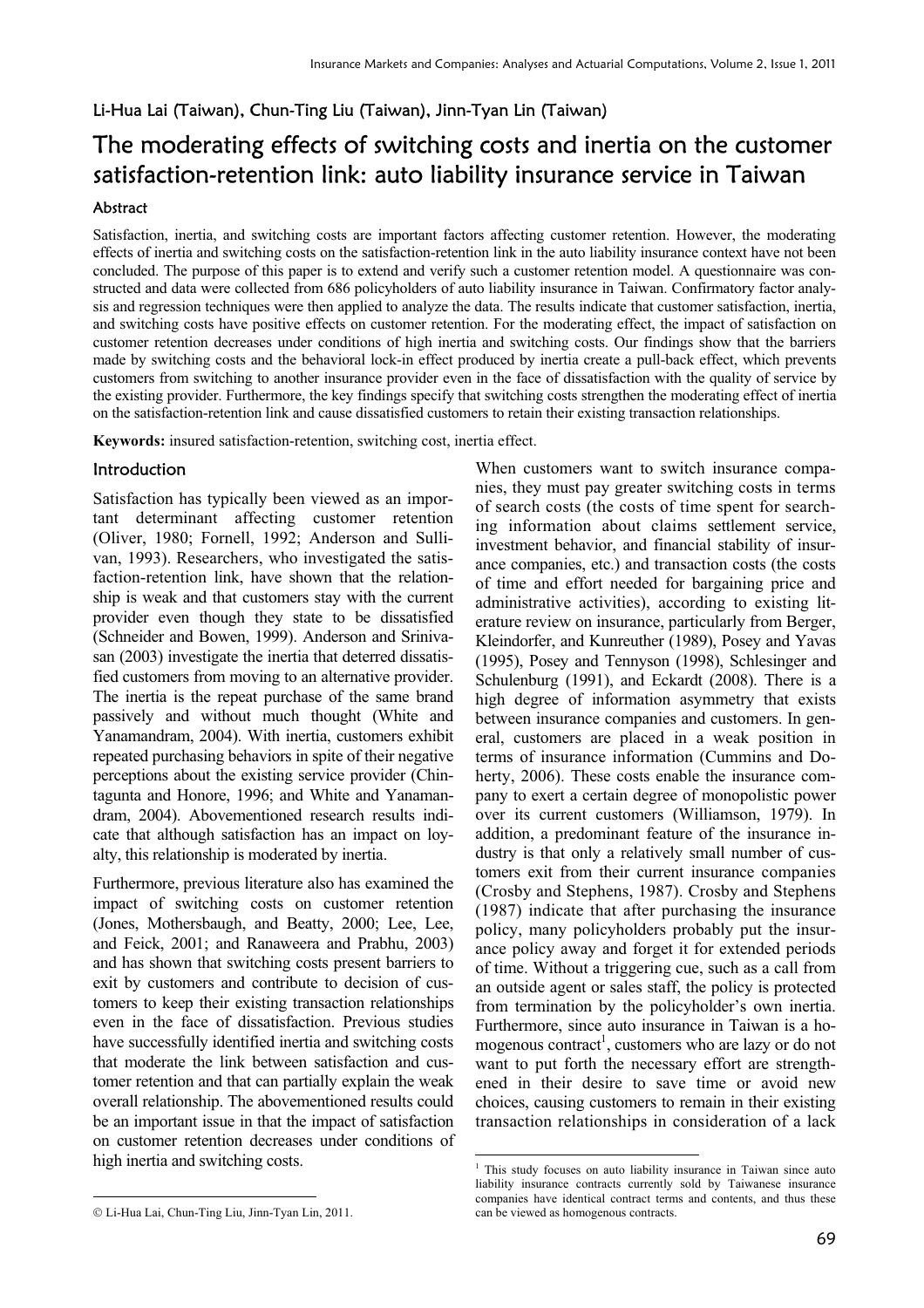Li-Hua Lai (Taiwan), Chun-Ting Liu (Taiwan), Jinn-Tyan Lin (Taiwan)

# The moderating effects of switching costs and inertia on the customer satisfaction-retention link: auto liability insurance service in Taiwan

### Abstract

Satisfaction, inertia, and switching costs are important factors affecting customer retention. However, the moderating effects of inertia and switching costs on the satisfaction-retention link in the auto liability insurance context have not been concluded. The purpose of this paper is to extend and verify such a customer retention model. A questionnaire was constructed and data were collected from 686 policyholders of auto liability insurance in Taiwan. Confirmatory factor analysis and regression techniques were then applied to analyze the data. The results indicate that customer satisfaction, inertia, and switching costs have positive effects on customer retention. For the moderating effect, the impact of satisfaction on customer retention decreases under conditions of high inertia and switching costs. Our findings show that the barriers made by switching costs and the behavioral lock-in effect produced by inertia create a pull-back effect, which prevents customers from switching to another insurance provider even in the face of dissatisfaction with the quality of service by the existing provider. Furthermore, the key findings specify that switching costs strengthen the moderating effect of inertia on the satisfaction-retention link and cause dissatisfied customers to retain their existing transaction relationships.

**Keywords:** insured satisfaction-retention, switching cost, inertia effect.

### Introduction

Satisfaction has typically been viewed as an important determinant affecting customer retention (Oliver, 1980; Fornell, 1992; Anderson and Sullivan, 1993). Researchers, who investigated the satisfaction-retention link, have shown that the relationship is weak and that customers stay with the current provider even though they state to be dissatisfied (Schneider and Bowen, 1999). Anderson and Srinivasan (2003) investigate the inertia that deterred dissatisfied customers from moving to an alternative provider. The inertia is the repeat purchase of the same brand passively and without much thought (White and Yanamandram, 2004). With inertia, customers exhibit repeated purchasing behaviors in spite of their negative perceptions about the existing service provider (Chintagunta and Honore, 1996; and White and Yanamandram, 2004). Abovementioned research results indicate that although satisfaction has an impact on loyalty, this relationship is moderated by inertia.

Furthermore, previous literature also has examined the impact of switching costs on customer retention (Jones, Mothersbaugh, and Beatty, 2000; Lee, Lee, and Feick, 2001; and Ranaweera and Prabhu, 2003) and has shown that switching costs present barriers to exit by customers and contribute to decision of customers to keep their existing transaction relationships even in the face of dissatisfaction. Previous studies have successfully identified inertia and switching costs that moderate the link between satisfaction and customer retention and that can partially explain the weak overall relationship. The abovementioned results could be an important issue in that the impact of satisfaction on customer retention decreases under conditions of high inertia and switching costs.

When customers want to switch insurance companies, they must pay greater switching costs in terms of search costs (the costs of time spent for searching information about claims settlement service, investment behavior, and financial stability of insurance companies, etc.) and transaction costs (the costs of time and effort needed for bargaining price and administrative activities), according to existing literature review on insurance, particularly from Berger, Kleindorfer, and Kunreuther (1989), Posey and Yavas (1995), Posey and Tennyson (1998), Schlesinger and Schulenburg (1991), and Eckardt (2008). There is a high degree of information asymmetry that exists between insurance companies and customers. In general, customers are placed in a weak position in terms of insurance information (Cummins and Doherty, 2006). These costs enable the insurance company to exert a certain degree of monopolistic power over its current customers (Williamson, 1979). In addition, a predominant feature of the insurance industry is that only a relatively small number of customers exit from their current insurance companies (Crosby and Stephens, 1987). Crosby and Stephens (1987) indicate that after purchasing the insurance policy, many policyholders probably put the insurance policy away and forget it for extended periods of time. Without a triggering cue, such as a call from an outside agent or sales staff, the policy is protected from termination by the policyholder's own inertia. Furthermore, since auto insurance in Taiwan is a homogenous contract[1], customers who are lazy or do not want to put forth the necessary effort are strengthened in their desire to save time or avoid new choices, causing customers to remain in their existing transaction relationships in consideration of a lack

---

© Li-Hua Lai, Chun-Ting Liu, Jinn-Tyan Lin, 2011.

[1] This study focuses on auto liability insurance in Taiwan since auto liability insurance contracts currently sold by Taiwanese insurance companies have identical contract terms and contents, and thus these can be viewed as homogenous contracts.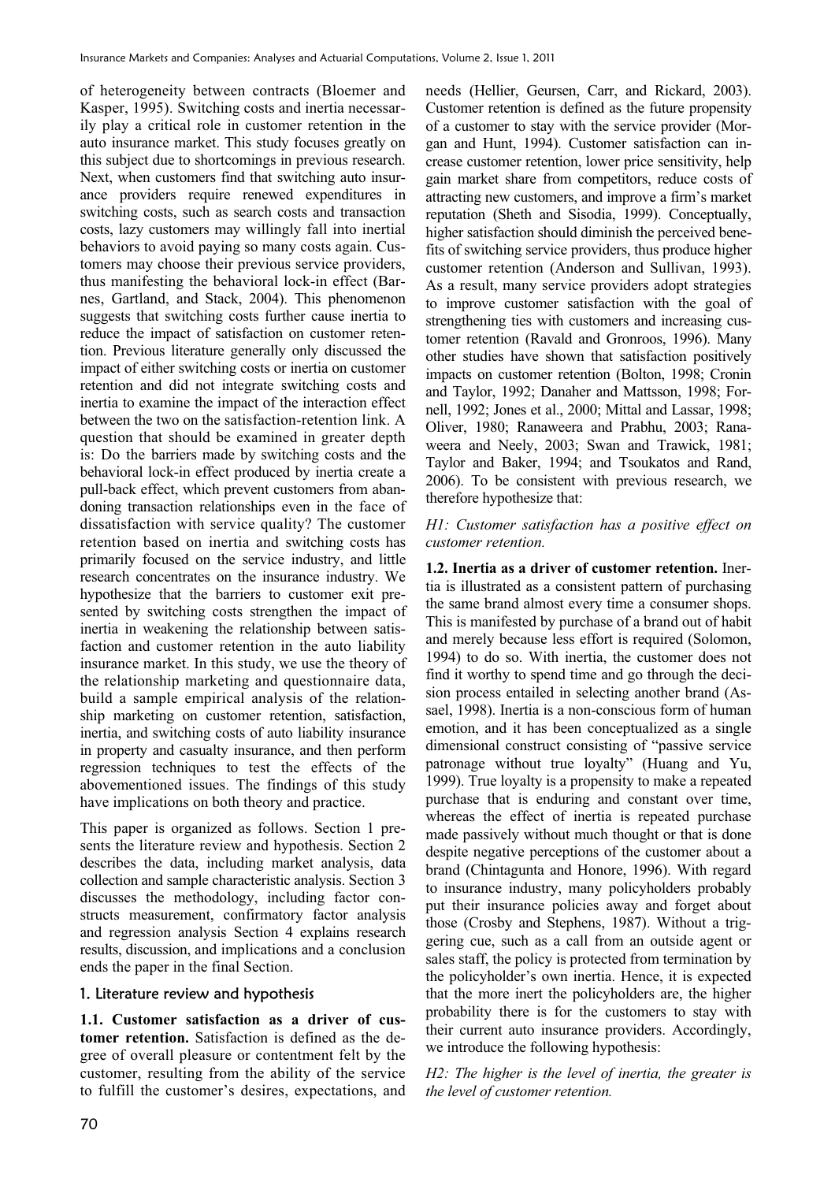of heterogeneity between contracts (Bloemer and Kasper, 1995). Switching costs and inertia necessarily play a critical role in customer retention in the auto insurance market. This study focuses greatly on this subject due to shortcomings in previous research. Next, when customers find that switching auto insurance providers require renewed expenditures in switching costs, such as search costs and transaction costs, lazy customers may willingly fall into inertial behaviors to avoid paying so many costs again. Customers may choose their previous service providers, thus manifesting the behavioral lock-in effect (Barnes, Gartland, and Stack, 2004). This phenomenon suggests that switching costs further cause inertia to reduce the impact of satisfaction on customer retention. Previous literature generally only discussed the impact of either switching costs or inertia on customer retention and did not integrate switching costs and inertia to examine the impact of the interaction effect between the two on the satisfaction-retention link. A question that should be examined in greater depth is: Do the barriers made by switching costs and the behavioral lock-in effect produced by inertia create a pull-back effect, which prevent customers from abandoning transaction relationships even in the face of dissatisfaction with service quality? The customer retention based on inertia and switching costs has primarily focused on the service industry, and little research concentrates on the insurance industry. We hypothesize that the barriers to customer exit presented by switching costs strengthen the impact of inertia in weakening the relationship between satisfaction and customer retention in the auto liability insurance market. In this study, we use the theory of the relationship marketing and questionnaire data, build a sample empirical analysis of the relationship marketing on customer retention, satisfaction, inertia, and switching costs of auto liability insurance in property and casualty insurance, and then perform regression techniques to test the effects of the abovementioned issues. The findings of this study have implications on both theory and practice.

This paper is organized as follows. Section 1 presents the literature review and hypothesis. Section 2 describes the data, including market analysis, data collection and sample characteristic analysis. Section 3 discusses the methodology, including factor constructs measurement, confirmatory factor analysis and regression analysis Section 4 explains research results, discussion, and implications and a conclusion ends the paper in the final Section.

## 1. Literature review and hypothesis

**1.1. Customer satisfaction as a driver of customer retention.** Satisfaction is defined as the degree of overall pleasure or contentment felt by the customer, resulting from the ability of the service to fulfill the customer's desires, expectations, and needs (Hellier, Geursen, Carr, and Rickard, 2003). Customer retention is defined as the future propensity of a customer to stay with the service provider (Morgan and Hunt, 1994). Customer satisfaction can increase customer retention, lower price sensitivity, help gain market share from competitors, reduce costs of attracting new customers, and improve a firm's market reputation (Sheth and Sisodia, 1999). Conceptually, higher satisfaction should diminish the perceived benefits of switching service providers, thus produce higher customer retention (Anderson and Sullivan, 1993). As a result, many service providers adopt strategies to improve customer satisfaction with the goal of strengthening ties with customers and increasing customer retention (Ravald and Gronroos, 1996). Many other studies have shown that satisfaction positively impacts on customer retention (Bolton, 1998; Cronin and Taylor, 1992; Danaher and Mattsson, 1998; Fornell, 1992; Jones et al., 2000; Mittal and Lassar, 1998; Oliver, 1980; Ranaweera and Prabhu, 2003; Ranaweera and Neely, 2003; Swan and Trawick, 1981; Taylor and Baker, 1994; and Tsoukatos and Rand, 2006). To be consistent with previous research, we therefore hypothesize that:

*H1: Customer satisfaction has a positive effect on customer retention.*

**1.2. Inertia as a driver of customer retention.** Inertia is illustrated as a consistent pattern of purchasing the same brand almost every time a consumer shops. This is manifested by purchase of a brand out of habit and merely because less effort is required (Solomon, 1994) to do so. With inertia, the customer does not find it worthy to spend time and go through the decision process entailed in selecting another brand (Assael, 1998). Inertia is a non-conscious form of human emotion, and it has been conceptualized as a single dimensional construct consisting of "passive service patronage without true loyalty" (Huang and Yu, 1999). True loyalty is a propensity to make a repeated purchase that is enduring and constant over time, whereas the effect of inertia is repeated purchase made passively without much thought or that is done despite negative perceptions of the customer about a brand (Chintagunta and Honore, 1996). With regard to insurance industry, many policyholders probably put their insurance policies away and forget about those (Crosby and Stephens, 1987). Without a triggering cue, such as a call from an outside agent or sales staff, the policy is protected from termination by the policyholder's own inertia. Hence, it is expected that the more inert the policyholders are, the higher probability there is for the customers to stay with their current auto insurance providers. Accordingly, we introduce the following hypothesis:

*H2: The higher is the level of inertia, the greater is the level of customer retention.*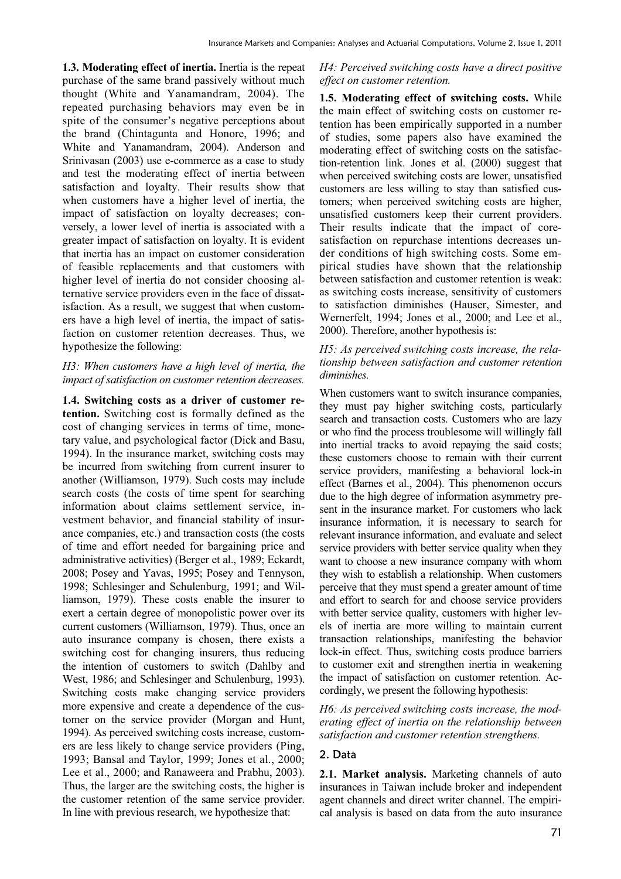**1.3. Moderating effect of inertia.** Inertia is the repeat purchase of the same brand passively without much thought (White and Yanamandram, 2004). The repeated purchasing behaviors may even be in spite of the consumer's negative perceptions about the brand (Chintagunta and Honore, 1996; and White and Yanamandram, 2004). Anderson and Srinivasan (2003) use e-commerce as a case to study and test the moderating effect of inertia between satisfaction and loyalty. Their results show that when customers have a higher level of inertia, the impact of satisfaction on loyalty decreases; conversely, a lower level of inertia is associated with a greater impact of satisfaction on loyalty. It is evident that inertia has an impact on customer consideration of feasible replacements and that customers with higher level of inertia do not consider choosing alternative service providers even in the face of dissatisfaction. As a result, we suggest that when customers have a high level of inertia, the impact of satisfaction on customer retention decreases. Thus, we hypothesize the following:

*H3: When customers have a high level of inertia, the impact of satisfaction on customer retention decreases.*

**1.4. Switching costs as a driver of customer retention.** Switching costs is formally defined as the cost of changing services in terms of time, monetary value, and psychological factor (Dick and Basu, 1994). In the insurance market, switching costs may be incurred from switching from current insurer to another (Williamson, 1979). Such costs may include search costs (the costs of time spent for searching information about claims settlement service, investment behavior, and financial stability of insurance companies, etc.) and transaction costs (the costs of time and effort needed for bargaining price and administrative activities) (Berger et al., 1989; Eckardt, 2008; Posey and Yavas, 1995; Posey and Tennyson, 1998; Schlesinger and Schulenburg, 1991; and Williamson, 1979). These costs enable the insurer to exert a certain degree of monopolistic power over its current customers (Williamson, 1979). Thus, once an auto insurance company is chosen, there exists a switching cost for changing insurers, thus reducing the intention of customers to switch (Dahlby and West, 1986; and Schlesinger and Schulenburg, 1993). Switching costs make changing service providers more expensive and create a dependence of the customer on the service provider (Morgan and Hunt, 1994). As perceived switching costs increase, customers are less likely to change service providers (Ping, 1993; Bansal and Taylor, 1999; Jones et al., 2000; Lee et al., 2000; and Ranaweera and Prabhu, 2003). Thus, the larger are the switching costs, the higher is the customer retention of the same service provider. In line with previous research, we hypothesize that:

*H4: Perceived switching costs have a direct positive effect on customer retention.*

**1.5. Moderating effect of switching costs.** While the main effect of switching costs on customer retention has been empirically supported in a number of studies, some papers also have examined the moderating effect of switching costs on the satisfaction-retention link. Jones et al. (2000) suggest that when perceived switching costs are lower, unsatisfied customers are less willing to stay than satisfied customers; when perceived switching costs are higher, unsatisfied customers keep their current providers. Their results indicate that the impact of core-satisfaction on repurchase intentions decreases under conditions of high switching costs. Some empirical studies have shown that the relationship between satisfaction and customer retention is weak: as switching costs increase, sensitivity of customers to satisfaction diminishes (Hauser, Simester, and Wernerfelt, 1994; Jones et al., 2000; and Lee et al., 2000). Therefore, another hypothesis is:

*H5: As perceived switching costs increase, the relationship between satisfaction and customer retention diminishes.*

When customers want to switch insurance companies, they must pay higher switching costs, particularly search and transaction costs. Customers who are lazy or who find the process troublesome will willingly fall into inertial tracks to avoid repaying the said costs; these customers choose to remain with their current service providers, manifesting a behavioral lock-in effect (Barnes et al., 2004). This phenomenon occurs due to the high degree of information asymmetry present in the insurance market. For customers who lack insurance information, it is necessary to search for relevant insurance information, and evaluate and select service providers with better service quality when they want to choose a new insurance company with whom they wish to establish a relationship. When customers perceive that they must spend a greater amount of time and effort to search for and choose service providers with better service quality, customers with higher levels of inertia are more willing to maintain current transaction relationships, manifesting the behavior lock-in effect. Thus, switching costs produce barriers to customer exit and strengthen inertia in weakening the impact of satisfaction on customer retention. Accordingly, we present the following hypothesis:

*H6: As perceived switching costs increase, the moderating effect of inertia on the relationship between satisfaction and customer retention strengthens.*

## 2. Data

**2.1. Market analysis.** Marketing channels of auto insurances in Taiwan include broker and independent agent channels and direct writer channel. The empirical analysis is based on data from the auto insurance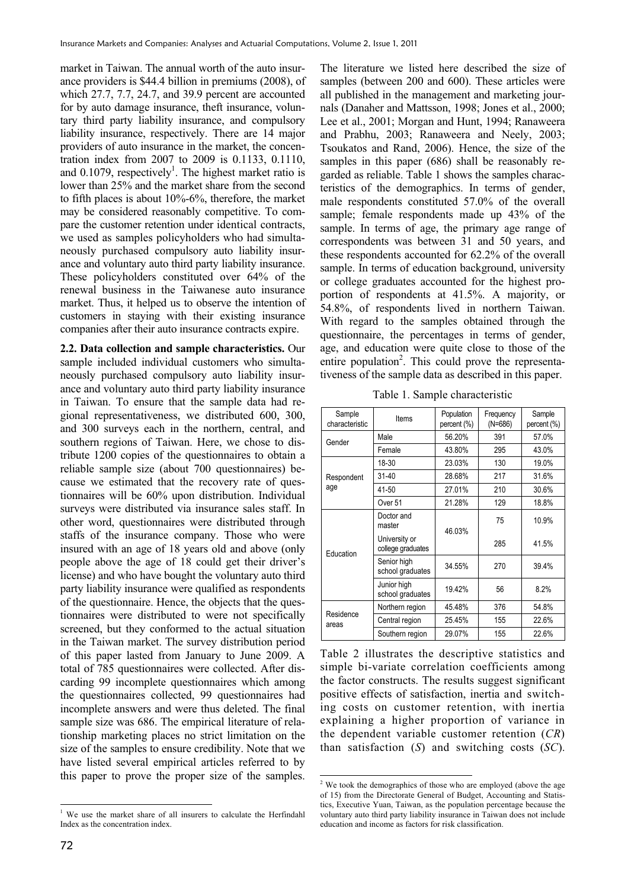market in Taiwan. The annual worth of the auto insurance providers is \$44.4 billion in premiums (2008), of which 27.7, 7.7, 24.7, and 39.9 percent are accounted for by auto damage insurance, theft insurance, voluntary third party liability insurance, and compulsory liability insurance, respectively. There are 14 major providers of auto insurance in the market, the concentration index from 2007 to 2009 is 0.1133, 0.1110, and 0.1079, respectively[1]. The highest market ratio is lower than 25% and the market share from the second to fifth places is about 10%-6%, therefore, the market may be considered reasonably competitive. To compare the customer retention under identical contracts, we used as samples policyholders who had simultaneously purchased compulsory auto liability insurance and voluntary auto third party liability insurance. These policyholders constituted over 64% of the renewal business in the Taiwanese auto insurance market. Thus, it helped us to observe the intention of customers in staying with their existing insurance companies after their auto insurance contracts expire.

**2.2. Data collection and sample characteristics.** Our sample included individual customers who simultaneously purchased compulsory auto liability insurance and voluntary auto third party liability insurance in Taiwan. To ensure that the sample data had regional representativeness, we distributed 600, 300, and 300 surveys each in the northern, central, and southern regions of Taiwan. Here, we chose to distribute 1200 copies of the questionnaires to obtain a reliable sample size (about 700 questionnaires) because we estimated that the recovery rate of questionnaires will be 60% upon distribution. Individual surveys were distributed via insurance sales staff. In other word, questionnaires were distributed through staffs of the insurance company. Those who were insured with an age of 18 years old and above (only people above the age of 18 could get their driver's license) and who have bought the voluntary auto third party liability insurance were qualified as respondents of the questionnaire. Hence, the objects that the questionnaires were distributed to were not specifically screened, but they conformed to the actual situation in the Taiwan market. The survey distribution period of this paper lasted from January to June 2009. A total of 785 questionnaires were collected. After discarding 99 incomplete questionnaires which among the questionnaires collected, 99 questionnaires had incomplete answers and were thus deleted. The final sample size was 686. The empirical literature of relationship marketing places no strict limitation on the size of the samples to ensure credibility. Note that we have listed several empirical articles referred to by this paper to prove the proper size of the samples. The literature we listed here described the size of samples (between 200 and 600). These articles were all published in the management and marketing journals (Danaher and Mattsson, 1998; Jones et al., 2000; Lee et al., 2001; Morgan and Hunt, 1994; Ranaweera and Prabhu, 2003; Ranaweera and Neely, 2003; Tsoukatos and Rand, 2006). Hence, the size of the samples in this paper (686) shall be reasonably regarded as reliable. Table 1 shows the samples characteristics of the demographics. In terms of gender, male respondents constituted 57.0% of the overall sample; female respondents made up 43% of the sample. In terms of age, the primary age range of correspondents was between 31 and 50 years, and these respondents accounted for 62.2% of the overall sample. In terms of education background, university or college graduates accounted for the highest proportion of respondents at 41.5%. A majority, or 54.8%, of respondents lived in northern Taiwan. With regard to the samples obtained through the questionnaire, the percentages in terms of gender, age, and education were quite close to those of the entire population[2]. This could prove the representativeness of the sample data as described in this paper.

Table 1. Sample characteristic

| Sample characteristic | Items | Population percent (%) | Frequency (N=686) | Sample percent (%) |
|---|---|---|---|---|
| Gender | Male | 56.20% | 391 | 57.0% |
| | Female | 43.80% | 295 | 43.0% |
| Respondent age | 18-30 | 23.03% | 130 | 19.0% |
| | 31-40 | 28.68% | 217 | 31.6% |
| | 41-50 | 27.01% | 210 | 30.6% |
| | Over 51 | 21.28% | 129 | 18.8% |
| Education | Doctor and master | 46.03% | 75 | 10.9% |
| | University or college graduates | | 285 | 41.5% |
| | Senior high school graduates | 34.55% | 270 | 39.4% |
| | Junior high school graduates | 19.42% | 56 | 8.2% |
| Residence areas | Northern region | 45.48% | 376 | 54.8% |
| | Central region | 25.45% | 155 | 22.6% |
| | Southern region | 29.07% | 155 | 22.6% |

Table 2 illustrates the descriptive statistics and simple bi-variate correlation coefficients among the factor constructs. The results suggest significant positive effects of satisfaction, inertia and switching costs on customer retention, with inertia explaining a higher proportion of variance in the dependent variable customer retention (*CR*) than satisfaction (*S*) and switching costs (*SC*).

[1] We use the market share of all insurers to calculate the Herfindahl Index as the concentration index.

[2] We took the demographics of those who are employed (above the age of 15) from the Directorate General of Budget, Accounting and Statistics, Executive Yuan, Taiwan, as the population percentage because the voluntary auto third party liability insurance in Taiwan does not include education and income as factors for risk classification.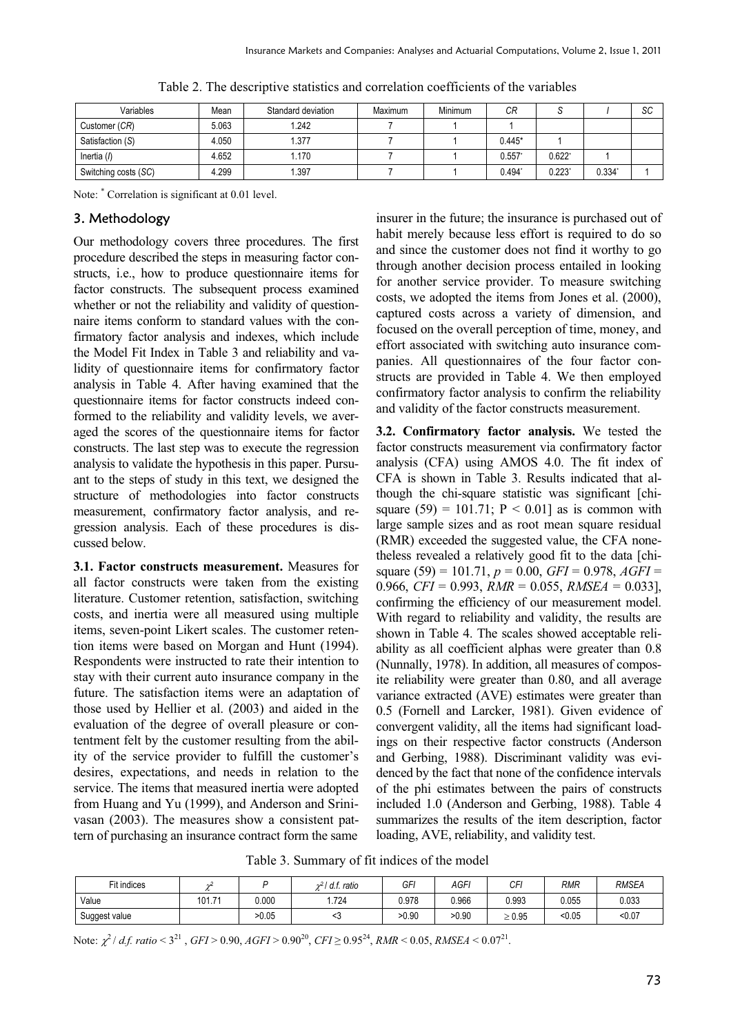Table 2. The descriptive statistics and correlation coefficients of the variables

| Variables | Mean | Standard deviation | Maximum | Minimum | *CR* | *S* | *I* | *SC* |
|---|---|---|---|---|---|---|---|---|
| Customer (*CR*) | 5.063 | 1.242 | 7 | 1 | 1 | | | |
| Satisfaction (*S*) | 4.050 | 1.377 | 7 | 1 | 0.445* | 1 | | |
| Inertia (*I*) | 4.652 | 1.170 | 7 | 1 | 0.557* | 0.622* | 1 | |
| Switching costs (*SC*) | 4.299 | 1.397 | 7 | 1 | 0.494* | 0.223* | 0.334* | 1 |

Note: * Correlation is significant at 0.01 level.

## 3. Methodology

Our methodology covers three procedures. The first procedure described the steps in measuring factor constructs, i.e., how to produce questionnaire items for factor constructs. The subsequent process examined whether or not the reliability and validity of questionnaire items conform to standard values with the confirmatory factor analysis and indexes, which include the Model Fit Index in Table 3 and reliability and validity of questionnaire items for confirmatory factor analysis in Table 4. After having examined that the questionnaire items for factor constructs indeed conformed to the reliability and validity levels, we averaged the scores of the questionnaire items for factor constructs. The last step was to execute the regression analysis to validate the hypothesis in this paper. Pursuant to the steps of study in this text, we designed the structure of methodologies into factor constructs measurement, confirmatory factor analysis, and regression analysis. Each of these procedures is discussed below.

**3.1. Factor constructs measurement.** Measures for all factor constructs were taken from the existing literature. Customer retention, satisfaction, switching costs, and inertia were all measured using multiple items, seven-point Likert scales. The customer retention items were based on Morgan and Hunt (1994). Respondents were instructed to rate their intention to stay with their current auto insurance company in the future. The satisfaction items were an adaptation of those used by Hellier et al. (2003) and aided in the evaluation of the degree of overall pleasure or contentment felt by the customer resulting from the ability of the service provider to fulfill the customer's desires, expectations, and needs in relation to the service. The items that measured inertia were adopted from Huang and Yu (1999), and Anderson and Srinivasan (2003). The measures show a consistent pattern of purchasing an insurance contract form the same insurer in the future; the insurance is purchased out of habit merely because less effort is required to do so and since the customer does not find it worthy to go through another decision process entailed in looking for another service provider. To measure switching costs, we adopted the items from Jones et al. (2000), captured costs across a variety of dimension, and focused on the overall perception of time, money, and effort associated with switching auto insurance companies. All questionnaires of the four factor constructs are provided in Table 4. We then employed confirmatory factor analysis to confirm the reliability and validity of the factor constructs measurement.

**3.2. Confirmatory factor analysis.** We tested the factor constructs measurement via confirmatory factor analysis (CFA) using AMOS 4.0. The fit index of CFA is shown in Table 3. Results indicated that although the chi-square statistic was significant [chi-square (59) = 101.71; P < 0.01] as is common with large sample sizes and as root mean square residual (RMR) exceeded the suggested value, the CFA nonetheless revealed a relatively good fit to the data [chi-square (59) = 101.71, $p$ = 0.00, $GFI$ = 0.978, $AGFI$ = 0.966, $CFI$ = 0.993, $RMR$ = 0.055, $RMSEA$ = 0.033], confirming the efficiency of our measurement model. With regard to reliability and validity, the results are shown in Table 4. The scales showed acceptable reliability as all coefficient alphas were greater than 0.8 (Nunnally, 1978). In addition, all measures of composite reliability were greater than 0.80, and all average variance extracted (AVE) estimates were greater than 0.5 (Fornell and Larcker, 1981). Given evidence of convergent validity, all the items had significant loadings on their respective factor constructs (Anderson and Gerbing, 1988). Discriminant validity was evidenced by the fact that none of the confidence intervals of the phi estimates between the pairs of constructs included 1.0 (Anderson and Gerbing, 1988). Table 4 summarizes the results of the item description, factor loading, AVE, reliability, and validity test.

Table 3. Summary of fit indices of the model

| Fit indices | $\chi^2$ | *P* | $\chi^2$ / *d.f. ratio* | *GFI* | *AGFI* | *CFI* | *RMR* | *RMSEA* |
|---|---|---|---|---|---|---|---|---|
| Value | 101.71 | 0.000 | 1.724 | 0.978 | 0.966 | 0.993 | 0.055 | 0.033 |
| Suggest value | | >0.05 | <3 | >0.90 | >0.90 | ≥ 0.95 | <0.05 | <0.07 |

Note: $\chi^2$ / *d.f. ratio* < 3[21], *GFI* > 0.90, *AGFI* > 0.90[20], *CFI* ≥ 0.95[24], *RMR* < 0.05, *RMSEA* < 0.07[21].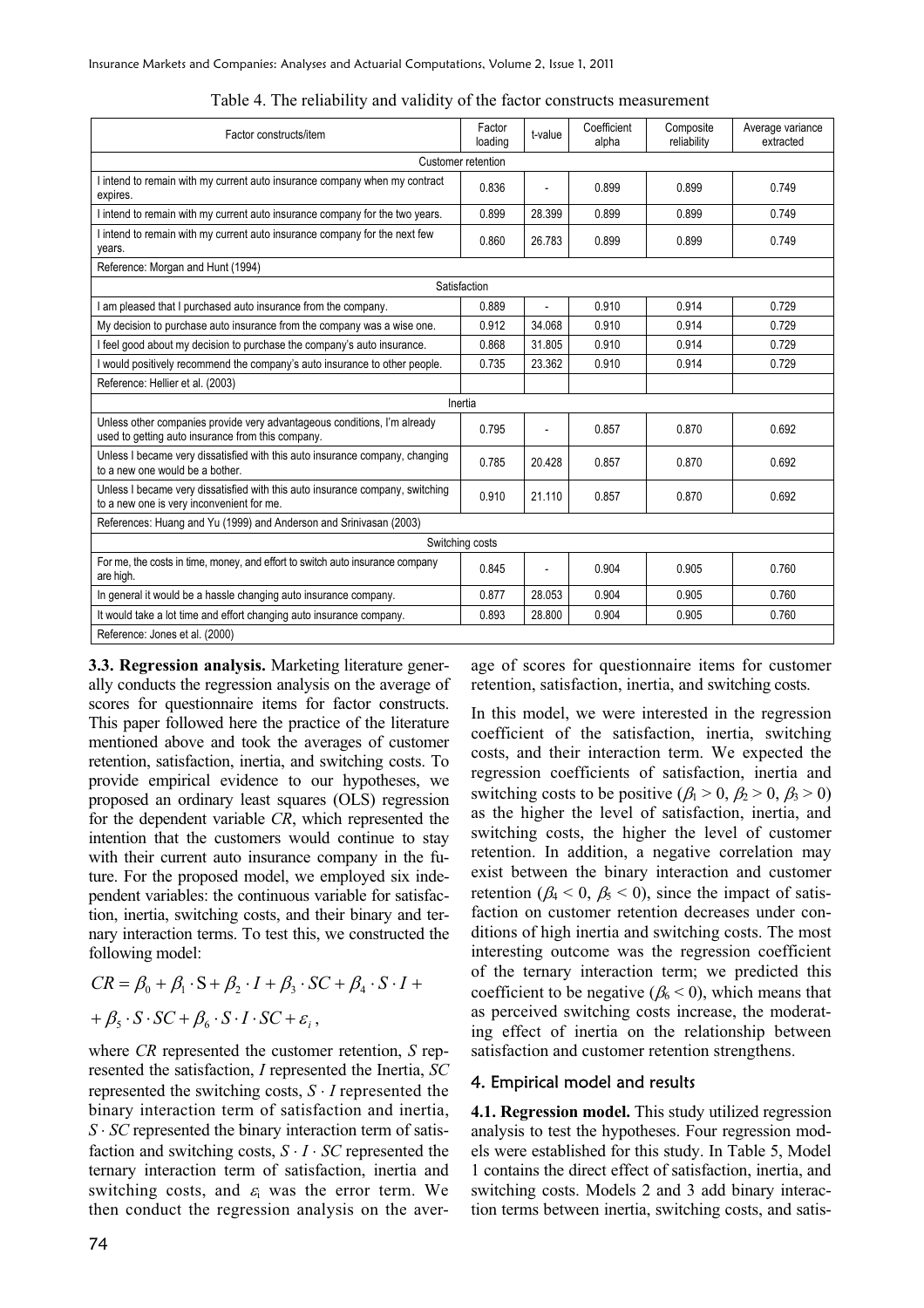Table 4. The reliability and validity of the factor constructs measurement

| Factor constructs/item | Factor loading | t-value | Coefficient alpha | Composite reliability | Average variance extracted |
|---|---|---|---|---|---|
| Customer retention | | | | | |
| I intend to remain with my current auto insurance company when my contract expires. | 0.836 | - | 0.899 | 0.899 | 0.749 |
| I intend to remain with my current auto insurance company for the two years. | 0.899 | 28.399 | 0.899 | 0.899 | 0.749 |
| I intend to remain with my current auto insurance company for the next few years. | 0.860 | 26.783 | 0.899 | 0.899 | 0.749 |
| Reference: Morgan and Hunt (1994) | | | | | |
| Satisfaction | | | | | |
| I am pleased that I purchased auto insurance from the company. | 0.889 | - | 0.910 | 0.914 | 0.729 |
| My decision to purchase auto insurance from the company was a wise one. | 0.912 | 34.068 | 0.910 | 0.914 | 0.729 |
| I feel good about my decision to purchase the company's auto insurance. | 0.868 | 31.805 | 0.910 | 0.914 | 0.729 |
| I would positively recommend the company's auto insurance to other people. | 0.735 | 23.362 | 0.910 | 0.914 | 0.729 |
| Reference: Hellier et al. (2003) | | | | | |
| Inertia | | | | | |
| Unless other companies provide very advantageous conditions, I'm already used to getting auto insurance from this company. | 0.795 | - | 0.857 | 0.870 | 0.692 |
| Unless I became very dissatisfied with this auto insurance company, changing to a new one would be a bother. | 0.785 | 20.428 | 0.857 | 0.870 | 0.692 |
| Unless I became very dissatisfied with this auto insurance company, switching to a new one is very inconvenient for me. | 0.910 | 21.110 | 0.857 | 0.870 | 0.692 |
| References: Huang and Yu (1999) and Anderson and Srinivasan (2003) | | | | | |
| Switching costs | | | | | |
| For me, the costs in time, money, and effort to switch auto insurance company are high. | 0.845 | - | 0.904 | 0.905 | 0.760 |
| In general it would be a hassle changing auto insurance company. | 0.877 | 28.053 | 0.904 | 0.905 | 0.760 |
| It would take a lot time and effort changing auto insurance company. | 0.893 | 28.800 | 0.904 | 0.905 | 0.760 |
| Reference: Jones et al. (2000) | | | | | |

**3.3. Regression analysis.** Marketing literature generally conducts the regression analysis on the average of scores for questionnaire items for factor constructs. This paper followed here the practice of the literature mentioned above and took the averages of customer retention, satisfaction, inertia, and switching costs. To provide empirical evidence to our hypotheses, we proposed an ordinary least squares (OLS) regression for the dependent variable *CR*, which represented the intention that the customers would continue to stay with their current auto insurance company in the future. For the proposed model, we employed six independent variables: the continuous variable for satisfaction, inertia, switching costs, and their binary and ternary interaction terms. To test this, we constructed the following model:

$$CR = \beta_0 + \beta_1 \cdot S + \beta_2 \cdot I + \beta_3 \cdot SC + \beta_4 \cdot S \cdot I + \beta_5 \cdot S \cdot SC + \beta_6 \cdot S \cdot I \cdot SC + \varepsilon_i,$$

where *CR* represented the customer retention, *S* represented the satisfaction, *I* represented the Inertia, *SC* represented the switching costs, $S \cdot I$ represented the binary interaction term of satisfaction and inertia, $S \cdot SC$ represented the binary interaction term of satisfaction and switching costs, $S \cdot I \cdot SC$ represented the ternary interaction term of satisfaction, inertia and switching costs, and $\varepsilon_i$ was the error term. We then conduct the regression analysis on the average of scores for questionnaire items for customer retention, satisfaction, inertia, and switching costs.

In this model, we were interested in the regression coefficient of the satisfaction, inertia, switching costs, and their interaction term. We expected the regression coefficients of satisfaction, inertia and switching costs to be positive ($\beta_1 > 0$, $\beta_2 > 0$, $\beta_3 > 0$) as the higher the level of satisfaction, inertia, and switching costs, the higher the level of customer retention. In addition, a negative correlation may exist between the binary interaction and customer retention ($\beta_4 < 0$, $\beta_5 < 0$), since the impact of satisfaction on customer retention decreases under conditions of high inertia and switching costs. The most interesting outcome was the regression coefficient of the ternary interaction term; we predicted this coefficient to be negative ($\beta_6 < 0$), which means that as perceived switching costs increase, the moderating effect of inertia on the relationship between satisfaction and customer retention strengthens.

## 4. Empirical model and results

**4.1. Regression model.** This study utilized regression analysis to test the hypotheses. Four regression models were established for this study. In Table 5, Model 1 contains the direct effect of satisfaction, inertia, and switching costs. Models 2 and 3 add binary interaction terms between inertia, switching costs, and satis-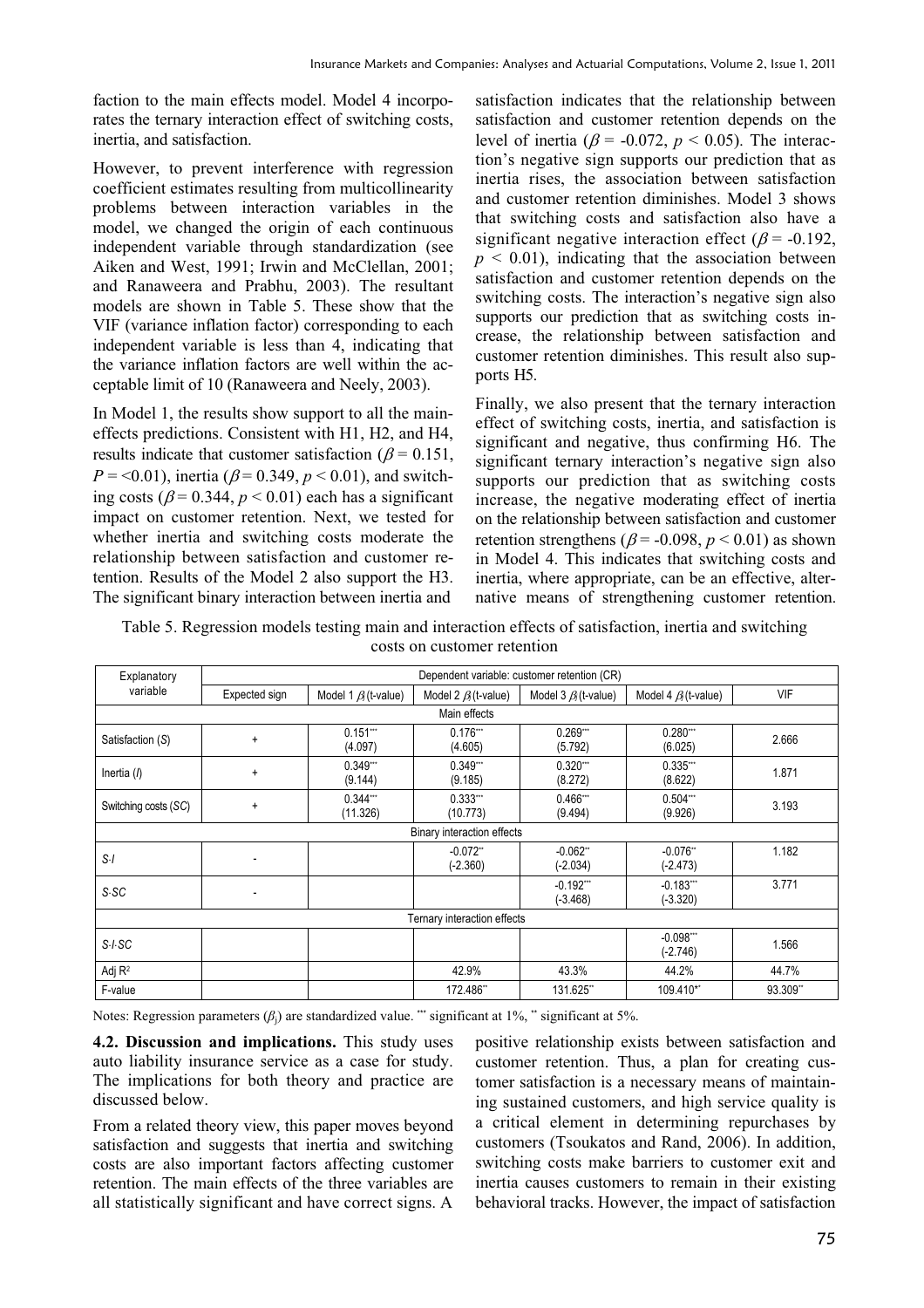faction to the main effects model. Model 4 incorporates the ternary interaction effect of switching costs, inertia, and satisfaction.

However, to prevent interference with regression coefficient estimates resulting from multicollinearity problems between interaction variables in the model, we changed the origin of each continuous independent variable through standardization (see Aiken and West, 1991; Irwin and McClellan, 2001; and Ranaweera and Prabhu, 2003). The resultant models are shown in Table 5. These show that the VIF (variance inflation factor) corresponding to each independent variable is less than 4, indicating that the variance inflation factors are well within the acceptable limit of 10 (Ranaweera and Neely, 2003).

In Model 1, the results show support to all the main-effects predictions. Consistent with H1, H2, and H4, results indicate that customer satisfaction ($\beta = 0.151$, $P = <0.01$), inertia ($\beta = 0.349$, $p < 0.01$), and switching costs ($\beta = 0.344$, $p < 0.01$) each has a significant impact on customer retention. Next, we tested for whether inertia and switching costs moderate the relationship between satisfaction and customer retention. Results of the Model 2 also support the H3. The significant binary interaction between inertia and satisfaction indicates that the relationship between satisfaction and customer retention depends on the level of inertia ($\beta = -0.072$, $p < 0.05$). The interaction's negative sign supports our prediction that as inertia rises, the association between satisfaction and customer retention diminishes. Model 3 shows that switching costs and satisfaction also have a significant negative interaction effect ($\beta = -0.192$, $p < 0.01$), indicating that the association between satisfaction and customer retention depends on the switching costs. The interaction's negative sign also supports our prediction that as switching costs increase, the relationship between satisfaction and customer retention diminishes. This result also supports H5.

Finally, we also present that the ternary interaction effect of switching costs, inertia, and satisfaction is significant and negative, thus confirming H6. The significant ternary interaction's negative sign also supports our prediction that as switching costs increase, the negative moderating effect of inertia on the relationship between satisfaction and customer retention strengthens ($\beta = -0.098$, $p < 0.01$) as shown in Model 4. This indicates that switching costs and inertia, where appropriate, can be an effective, alternative means of strengthening customer retention.

Table 5. Regression models testing main and interaction effects of satisfaction, inertia and switching costs on customer retention

| Explanatory variable | Dependent variable: customer retention (CR) | | | | | |
|---|---|---|---|---|---|---|
| | Expected sign | Model 1 $\beta$ (t-value) | Model 2 $\beta$ (t-value) | Model 3 $\beta$ (t-value) | Model 4 $\beta$ (t-value) | VIF |
| | | | Main effects | | | |
| Satisfaction (*S*) | + | 0.151*** (4.097) | 0.176*** (4.605) | 0.269*** (5.792) | 0.280*** (6.025) | 2.666 |
| Inertia (*I*) | + | 0.349*** (9.144) | 0.349*** (9.185) | 0.320*** (8.272) | 0.335*** (8.622) | 1.871 |
| Switching costs (*SC*) | + | 0.344*** (11.326) | 0.333*** (10.773) | 0.466*** (9.494) | 0.504*** (9.926) | 3.193 |
| | | | Binary interaction effects | | | |
| *S·I* | - | | -0.072** (-2.360) | -0.062** (-2.034) | -0.076** (-2.473) | 1.182 |
| *S·SC* | - | | | -0.192*** (-3.468) | -0.183*** (-3.320) | 3.771 |
| | | | Ternary interaction effects | | | |
| *S·I·SC* | | | | | -0.098*** (-2.746) | 1.566 |
| Adj $R^2$ | | | 42.9% | 43.3% | 44.2% | 44.7% |
| F-value | | | 172.486** | 131.625** | 109.410** | 93.309** |

Notes: Regression parameters ($\beta_j$) are standardized value. *** significant at 1%, ** significant at 5%.

**4.2. Discussion and implications.** This study uses auto liability insurance service as a case for study. The implications for both theory and practice are discussed below.

From a related theory view, this paper moves beyond satisfaction and suggests that inertia and switching costs are also important factors affecting customer retention. The main effects of the three variables are all statistically significant and have correct signs. A positive relationship exists between satisfaction and customer retention. Thus, a plan for creating customer satisfaction is a necessary means of maintaining sustained customers, and high service quality is a critical element in determining repurchases by customers (Tsoukatos and Rand, 2006). In addition, switching costs make barriers to customer exit and inertia causes customers to remain in their existing behavioral tracks. However, the impact of satisfaction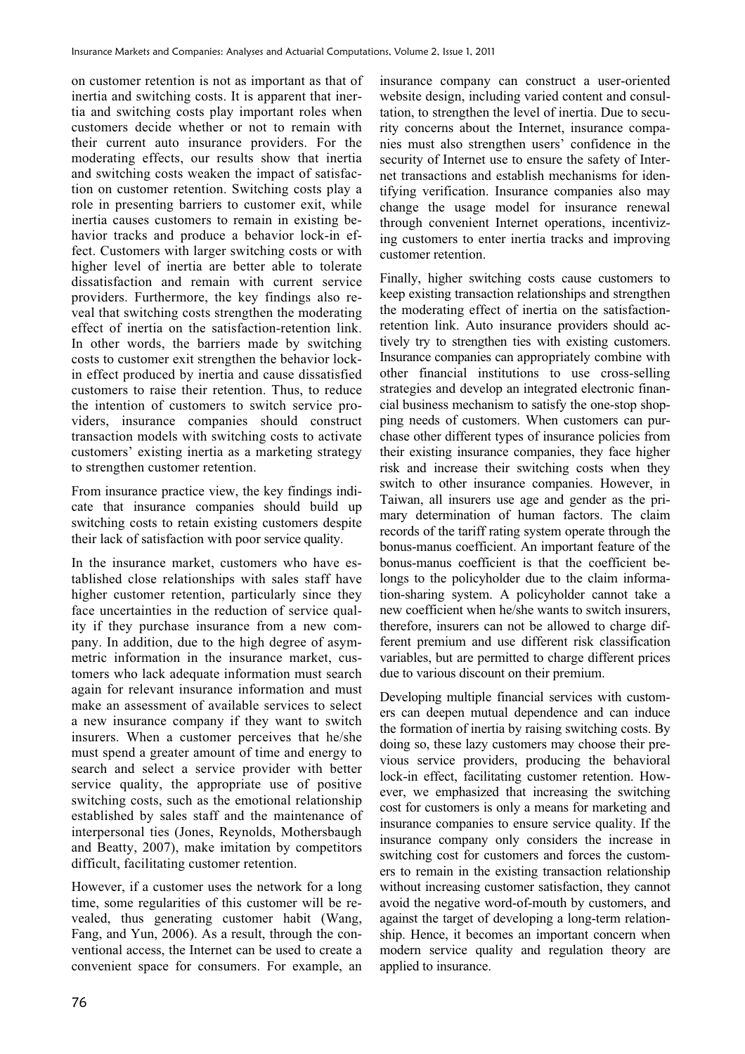on customer retention is not as important as that of inertia and switching costs. It is apparent that inertia and switching costs play important roles when customers decide whether or not to remain with their current auto insurance providers. For the moderating effects, our results show that inertia and switching costs weaken the impact of satisfaction on customer retention. Switching costs play a role in presenting barriers to customer exit, while inertia causes customers to remain in existing behavior tracks and produce a behavior lock-in effect. Customers with larger switching costs or with higher level of inertia are better able to tolerate dissatisfaction and remain with current service providers. Furthermore, the key findings also reveal that switching costs strengthen the moderating effect of inertia on the satisfaction-retention link. In other words, the barriers made by switching costs to customer exit strengthen the behavior lock-in effect produced by inertia and cause dissatisfied customers to raise their retention. Thus, to reduce the intention of customers to switch service providers, insurance companies should construct transaction models with switching costs to activate customers' existing inertia as a marketing strategy to strengthen customer retention.

From insurance practice view, the key findings indicate that insurance companies should build up switching costs to retain existing customers despite their lack of satisfaction with poor service quality.

In the insurance market, customers who have established close relationships with sales staff have higher customer retention, particularly since they face uncertainties in the reduction of service quality if they purchase insurance from a new company. In addition, due to the high degree of asymmetric information in the insurance market, customers who lack adequate information must search again for relevant insurance information and must make an assessment of available services to select a new insurance company if they want to switch insurers. When a customer perceives that he/she must spend a greater amount of time and energy to search and select a service provider with better service quality, the appropriate use of positive switching costs, such as the emotional relationship established by sales staff and the maintenance of interpersonal ties (Jones, Reynolds, Mothersbaugh and Beatty, 2007), make imitation by competitors difficult, facilitating customer retention.

However, if a customer uses the network for a long time, some regularities of this customer will be revealed, thus generating customer habit (Wang, Fang, and Yun, 2006). As a result, through the conventional access, the Internet can be used to create a convenient space for consumers. For example, an insurance company can construct a user-oriented website design, including varied content and consultation, to strengthen the level of inertia. Due to security concerns about the Internet, insurance companies must also strengthen users' confidence in the security of Internet use to ensure the safety of Internet transactions and establish mechanisms for identifying verification. Insurance companies also may change the usage model for insurance renewal through convenient Internet operations, incentivizing customers to enter inertia tracks and improving customer retention.

Finally, higher switching costs cause customers to keep existing transaction relationships and strengthen the moderating effect of inertia on the satisfaction-retention link. Auto insurance providers should actively try to strengthen ties with existing customers. Insurance companies can appropriately combine with other financial institutions to use cross-selling strategies and develop an integrated electronic financial business mechanism to satisfy the one-stop shopping needs of customers. When customers can purchase other different types of insurance policies from their existing insurance companies, they face higher risk and increase their switching costs when they switch to other insurance companies. However, in Taiwan, all insurers use age and gender as the primary determination of human factors. The claim records of the tariff rating system operate through the bonus-manus coefficient. An important feature of the bonus-manus coefficient is that the coefficient belongs to the policyholder due to the claim information-sharing system. A policyholder cannot take a new coefficient when he/she wants to switch insurers, therefore, insurers can not be allowed to charge different premium and use different risk classification variables, but are permitted to charge different prices due to various discount on their premium.

Developing multiple financial services with customers can deepen mutual dependence and can induce the formation of inertia by raising switching costs. By doing so, these lazy customers may choose their previous service providers, producing the behavioral lock-in effect, facilitating customer retention. However, we emphasized that increasing the switching cost for customers is only a means for marketing and insurance companies to ensure service quality. If the insurance company only considers the increase in switching cost for customers and forces the customers to remain in the existing transaction relationship without increasing customer satisfaction, they cannot avoid the negative word-of-mouth by customers, and against the target of developing a long-term relationship. Hence, it becomes an important concern when modern service quality and regulation theory are applied to insurance.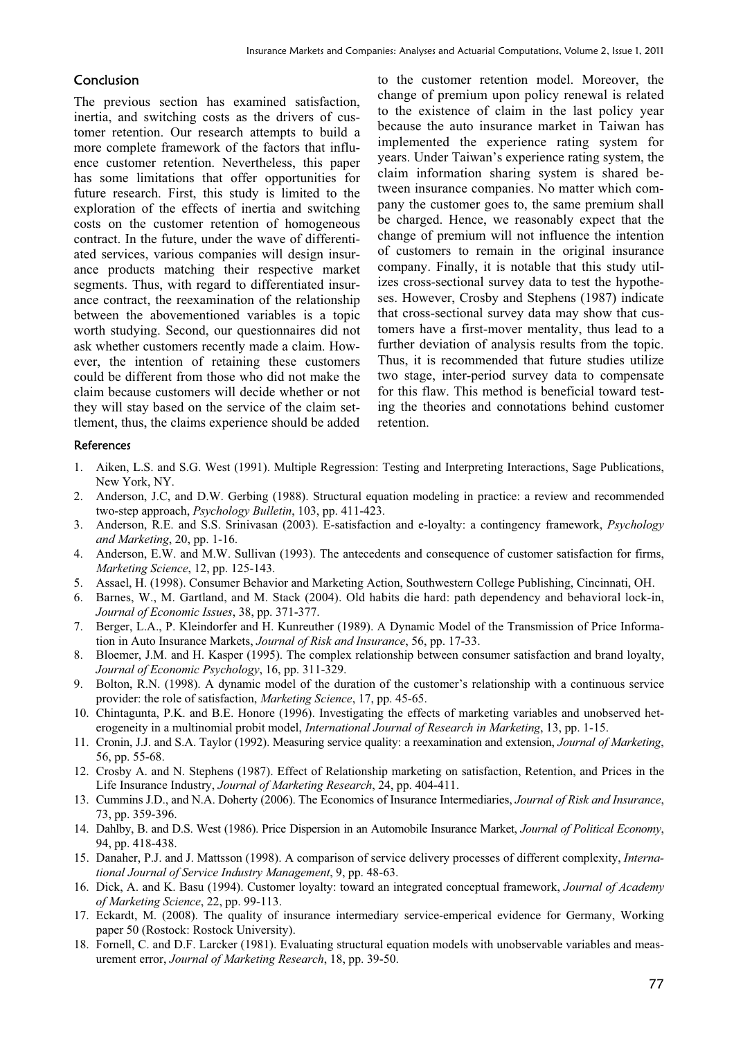## Conclusion

The previous section has examined satisfaction, inertia, and switching costs as the drivers of customer retention. Our research attempts to build a more complete framework of the factors that influence customer retention. Nevertheless, this paper has some limitations that offer opportunities for future research. First, this study is limited to the exploration of the effects of inertia and switching costs on the customer retention of homogeneous contract. In the future, under the wave of differentiated services, various companies will design insurance products matching their respective market segments. Thus, with regard to differentiated insurance contract, the reexamination of the relationship between the abovementioned variables is a topic worth studying. Second, our questionnaires did not ask whether customers recently made a claim. However, the intention of retaining these customers could be different from those who did not make the claim because customers will decide whether or not they will stay based on the service of the claim settlement, thus, the claims experience should be added to the customer retention model. Moreover, the change of premium upon policy renewal is related to the existence of claim in the last policy year because the auto insurance market in Taiwan has implemented the experience rating system for years. Under Taiwan's experience rating system, the claim information sharing system is shared between insurance companies. No matter which company the customer goes to, the same premium shall be charged. Hence, we reasonably expect that the change of premium will not influence the intention of customers to remain in the original insurance company. Finally, it is notable that this study utilizes cross-sectional survey data to test the hypotheses. However, Crosby and Stephens (1987) indicate that cross-sectional survey data may show that customers have a first-mover mentality, thus lead to a further deviation of analysis results from the topic. Thus, it is recommended that future studies utilize two stage, inter-period survey data to compensate for this flaw. This method is beneficial toward testing the theories and connotations behind customer retention.

### References

1. Aiken, L.S. and S.G. West (1991). Multiple Regression: Testing and Interpreting Interactions, Sage Publications, New York, NY.
2. Anderson, J.C, and D.W. Gerbing (1988). Structural equation modeling in practice: a review and recommended two-step approach, *Psychology Bulletin*, 103, pp. 411-423.
3. Anderson, R.E. and S.S. Srinivasan (2003). E-satisfaction and e-loyalty: a contingency framework, *Psychology and Marketing*, 20, pp. 1-16.
4. Anderson, E.W. and M.W. Sullivan (1993). The antecedents and consequence of customer satisfaction for firms, *Marketing Science*, 12, pp. 125-143.
5. Assael, H. (1998). Consumer Behavior and Marketing Action, Southwestern College Publishing, Cincinnati, OH.
6. Barnes, W., M. Gartland, and M. Stack (2004). Old habits die hard: path dependency and behavioral lock-in, *Journal of Economic Issues*, 38, pp. 371-377.
7. Berger, L.A., P. Kleindorfer and H. Kunreuther (1989). A Dynamic Model of the Transmission of Price Information in Auto Insurance Markets, *Journal of Risk and Insurance*, 56, pp. 17-33.
8. Bloemer, J.M. and H. Kasper (1995). The complex relationship between consumer satisfaction and brand loyalty, *Journal of Economic Psychology*, 16, pp. 311-329.
9. Bolton, R.N. (1998). A dynamic model of the duration of the customer's relationship with a continuous service provider: the role of satisfaction, *Marketing Science*, 17, pp. 45-65.
10. Chintagunta, P.K. and B.E. Honore (1996). Investigating the effects of marketing variables and unobserved heterogeneity in a multinomial probit model, *International Journal of Research in Marketing*, 13, pp. 1-15.
11. Cronin, J.J. and S.A. Taylor (1992). Measuring service quality: a reexamination and extension, *Journal of Marketing*, 56, pp. 55-68.
12. Crosby A. and N. Stephens (1987). Effect of Relationship marketing on satisfaction, Retention, and Prices in the Life Insurance Industry, *Journal of Marketing Research*, 24, pp. 404-411.
13. Cummins J.D., and N.A. Doherty (2006). The Economics of Insurance Intermediaries, *Journal of Risk and Insurance*, 73, pp. 359-396.
14. Dahlby, B. and D.S. West (1986). Price Dispersion in an Automobile Insurance Market, *Journal of Political Economy*, 94, pp. 418-438.
15. Danaher, P.J. and J. Mattsson (1998). A comparison of service delivery processes of different complexity, *International Journal of Service Industry Management*, 9, pp. 48-63.
16. Dick, A. and K. Basu (1994). Customer loyalty: toward an integrated conceptual framework, *Journal of Academy of Marketing Science*, 22, pp. 99-113.
17. Eckardt, M. (2008). The quality of insurance intermediary service-emperical evidence for Germany, Working paper 50 (Rostock: Rostock University).
18. Fornell, C. and D.F. Larcker (1981). Evaluating structural equation models with unobservable variables and measurement error, *Journal of Marketing Research*, 18, pp. 39-50.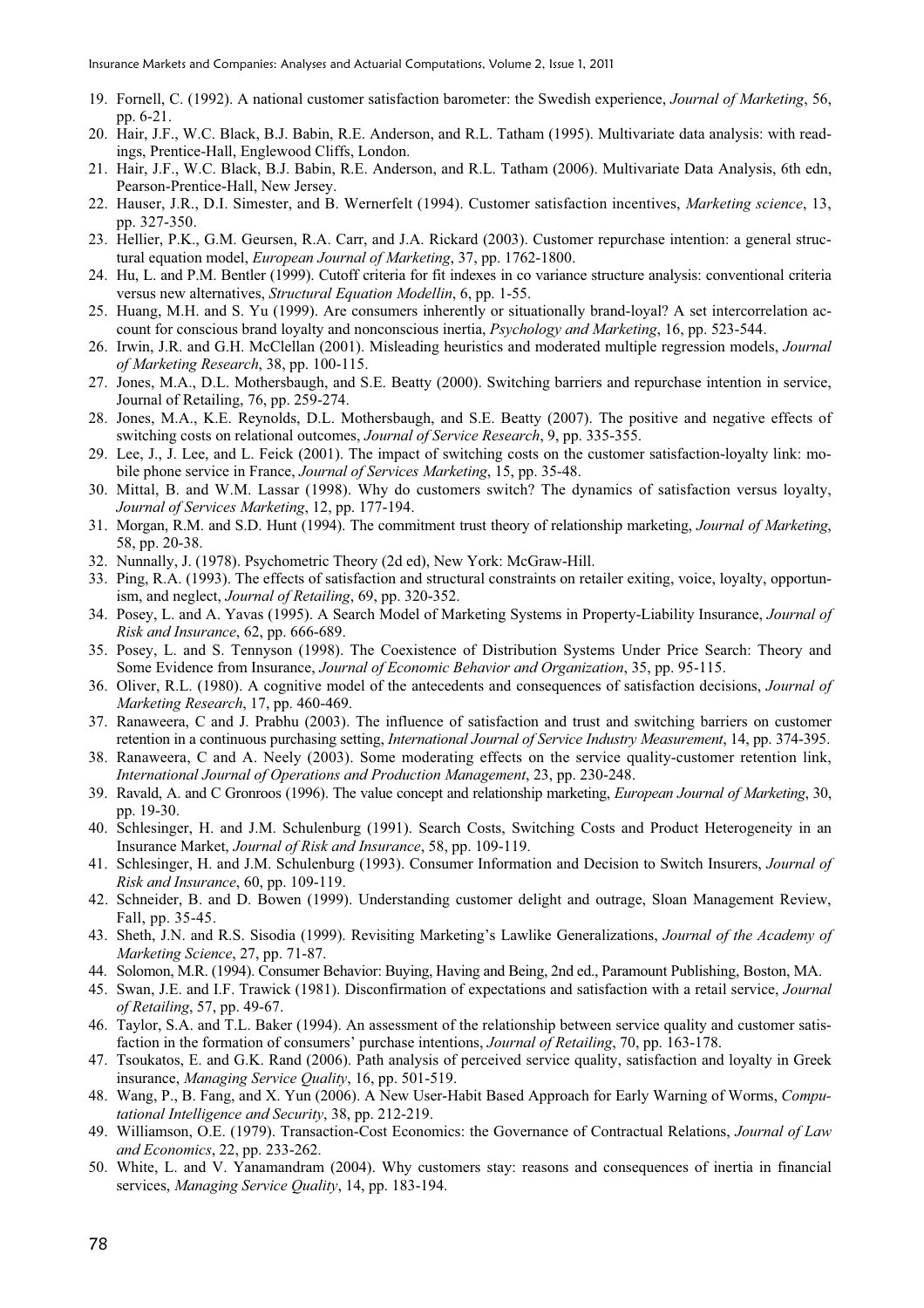19. Fornell, C. (1992). A national customer satisfaction barometer: the Swedish experience, *Journal of Marketing*, 56, pp. 6-21.
20. Hair, J.F., W.C. Black, B.J. Babin, R.E. Anderson, and R.L. Tatham (1995). Multivariate data analysis: with readings, Prentice-Hall, Englewood Cliffs, London.
21. Hair, J.F., W.C. Black, B.J. Babin, R.E. Anderson, and R.L. Tatham (2006). Multivariate Data Analysis, 6th edn, Pearson-Prentice-Hall, New Jersey.
22. Hauser, J.R., D.I. Simester, and B. Wernerfelt (1994). Customer satisfaction incentives, *Marketing science*, 13, pp. 327-350.
23. Hellier, P.K., G.M. Geursen, R.A. Carr, and J.A. Rickard (2003). Customer repurchase intention: a general structural equation model, *European Journal of Marketing*, 37, pp. 1762-1800.
24. Hu, L. and P.M. Bentler (1999). Cutoff criteria for fit indexes in co variance structure analysis: conventional criteria versus new alternatives, *Structural Equation Modellin*, 6, pp. 1-55.
25. Huang, M.H. and S. Yu (1999). Are consumers inherently or situationally brand-loyal? A set intercorrelation account for conscious brand loyalty and nonconscious inertia, *Psychology and Marketing*, 16, pp. 523-544.
26. Irwin, J.R. and G.H. McClellan (2001). Misleading heuristics and moderated multiple regression models, *Journal of Marketing Research*, 38, pp. 100-115.
27. Jones, M.A., D.L. Mothersbaugh, and S.E. Beatty (2000). Switching barriers and repurchase intention in service, Journal of Retailing, 76, pp. 259-274.
28. Jones, M.A., K.E. Reynolds, D.L. Mothersbaugh, and S.E. Beatty (2007). The positive and negative effects of switching costs on relational outcomes, *Journal of Service Research*, 9, pp. 335-355.
29. Lee, J., J. Lee, and L. Feick (2001). The impact of switching costs on the customer satisfaction-loyalty link: mobile phone service in France, *Journal of Services Marketing*, 15, pp. 35-48.
30. Mittal, B. and W.M. Lassar (1998). Why do customers switch? The dynamics of satisfaction versus loyalty, *Journal of Services Marketing*, 12, pp. 177-194.
31. Morgan, R.M. and S.D. Hunt (1994). The commitment trust theory of relationship marketing, *Journal of Marketing*, 58, pp. 20-38.
32. Nunnally, J. (1978). Psychometric Theory (2d ed), New York: McGraw-Hill.
33. Ping, R.A. (1993). The effects of satisfaction and structural constraints on retailer exiting, voice, loyalty, opportunism, and neglect, *Journal of Retailing*, 69, pp. 320-352.
34. Posey, L. and A. Yavas (1995). A Search Model of Marketing Systems in Property-Liability Insurance, *Journal of Risk and Insurance*, 62, pp. 666-689.
35. Posey, L. and S. Tennyson (1998). The Coexistence of Distribution Systems Under Price Search: Theory and Some Evidence from Insurance, *Journal of Economic Behavior and Organization*, 35, pp. 95-115.
36. Oliver, R.L. (1980). A cognitive model of the antecedents and consequences of satisfaction decisions, *Journal of Marketing Research*, 17, pp. 460-469.
37. Ranaweera, C and J. Prabhu (2003). The influence of satisfaction and trust and switching barriers on customer retention in a continuous purchasing setting, *International Journal of Service Industry Measurement*, 14, pp. 374-395.
38. Ranaweera, C and A. Neely (2003). Some moderating effects on the service quality-customer retention link, *International Journal of Operations and Production Management*, 23, pp. 230-248.
39. Ravald, A. and C Gronroos (1996). The value concept and relationship marketing, *European Journal of Marketing*, 30, pp. 19-30.
40. Schlesinger, H. and J.M. Schulenburg (1991). Search Costs, Switching Costs and Product Heterogeneity in an Insurance Market, *Journal of Risk and Insurance*, 58, pp. 109-119.
41. Schlesinger, H. and J.M. Schulenburg (1993). Consumer Information and Decision to Switch Insurers, *Journal of Risk and Insurance*, 60, pp. 109-119.
42. Schneider, B. and D. Bowen (1999). Understanding customer delight and outrage, Sloan Management Review, Fall, pp. 35-45.
43. Sheth, J.N. and R.S. Sisodia (1999). Revisiting Marketing's Lawlike Generalizations, *Journal of the Academy of Marketing Science*, 27, pp. 71-87.
44. Solomon, M.R. (1994). Consumer Behavior: Buying, Having and Being, 2nd ed., Paramount Publishing, Boston, MA.
45. Swan, J.E. and I.F. Trawick (1981). Disconfirmation of expectations and satisfaction with a retail service, *Journal of Retailing*, 57, pp. 49-67.
46. Taylor, S.A. and T.L. Baker (1994). An assessment of the relationship between service quality and customer satisfaction in the formation of consumers' purchase intentions, *Journal of Retailing*, 70, pp. 163-178.
47. Tsoukatos, E. and G.K. Rand (2006). Path analysis of perceived service quality, satisfaction and loyalty in Greek insurance, *Managing Service Quality*, 16, pp. 501-519.
48. Wang, P., B. Fang, and X. Yun (2006). A New User-Habit Based Approach for Early Warning of Worms, *Computational Intelligence and Security*, 38, pp. 212-219.
49. Williamson, O.E. (1979). Transaction-Cost Economics: the Governance of Contractual Relations, *Journal of Law and Economics*, 22, pp. 233-262.
50. White, L. and V. Yanamandram (2004). Why customers stay: reasons and consequences of inertia in financial services, *Managing Service Quality*, 14, pp. 183-194.